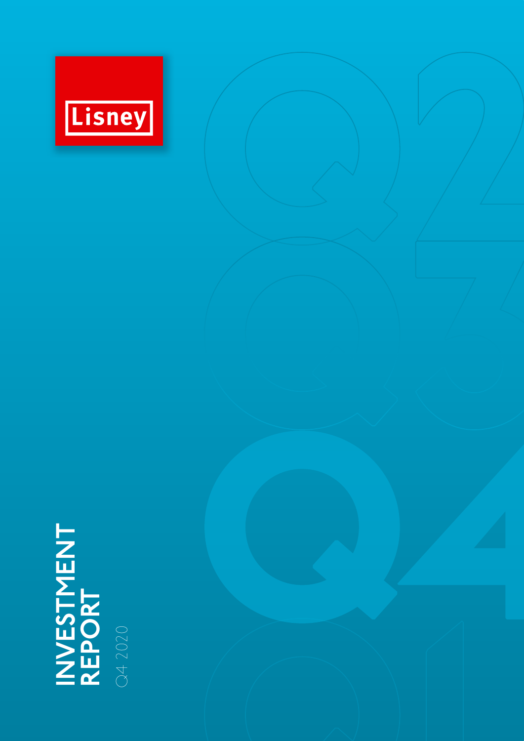Lisney

# INVESTMENT REPORT

Q4 2020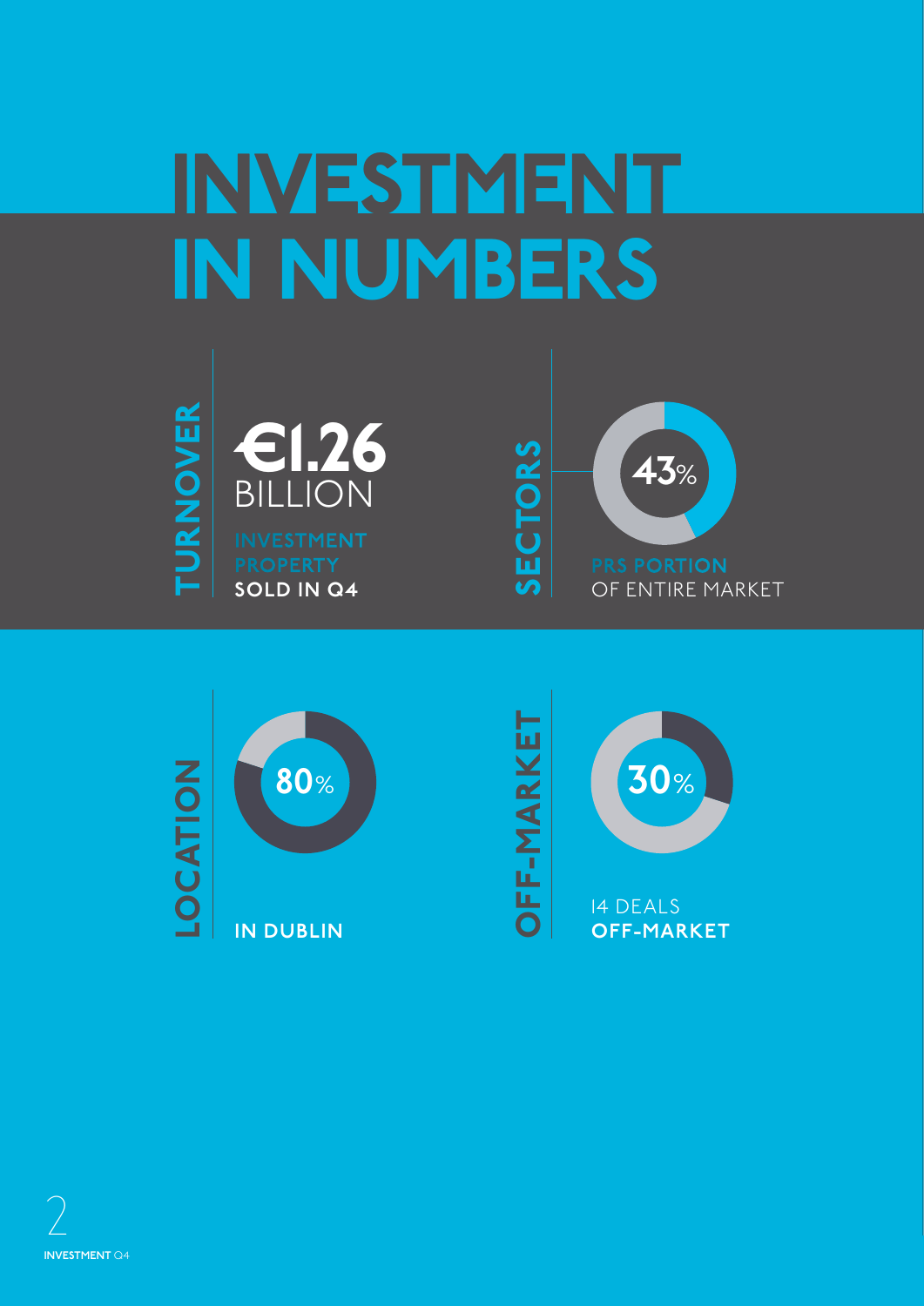# INVESTMENT IN NUMBERS

## TURNOVER

**€1.26** BILLION

INVESTMENT PROPERTY **SOLD IN Q4**

## SECTORS

**43%**

PRS PORTION OF ENTIRE MARKET

## LOCATION

**80%**

**IN DUBLIN**

## OFF-MARKET

**30%**

14 DEALS **OFF-MARKET**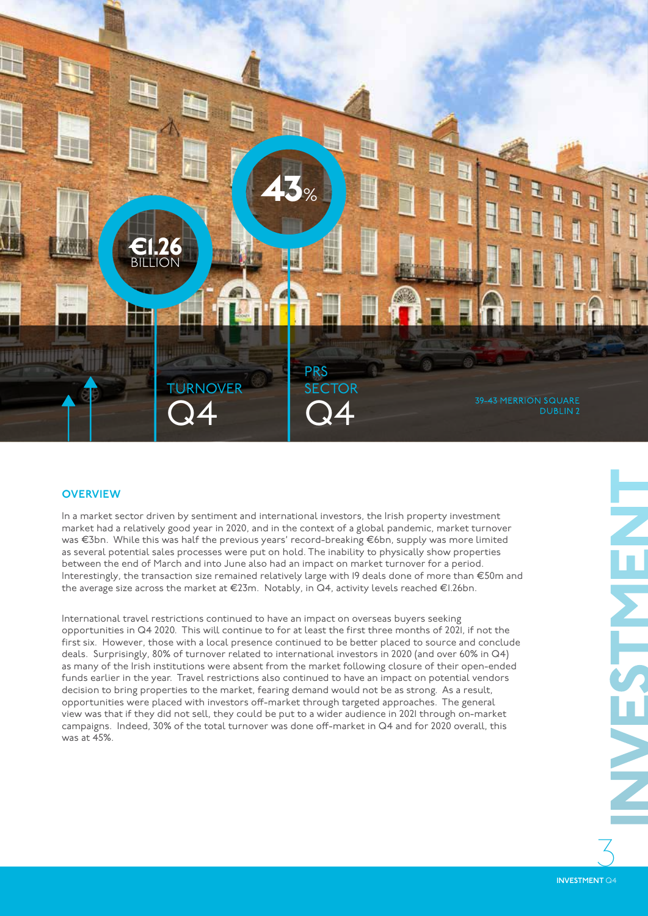# INVESTMENT

**€1.26 BILLION**
TURNOVER Q4

**43%**
PRS SECTOR Q4

39-43 MERRION SQUARE DUBLIN 2

## OVERVIEW

In a market sector driven by sentiment and international investors, the Irish property investment market had a relatively good year in 2020, and in the context of a global pandemic, market turnover was €3bn. While this was half the previous years' record-breaking €6bn, supply was more limited as several potential sales processes were put on hold. The inability to physically show properties between the end of March and into June also had an impact on market turnover for a period. Interestingly, the transaction size remained relatively large with 19 deals done of more than €50m and the average size across the market at €23m. Notably, in Q4, activity levels reached €1.26bn.

International travel restrictions continued to have an impact on overseas buyers seeking opportunities in Q4 2020. This will continue to for at least the first three months of 2021, if not the first six. However, those with a local presence continued to be better placed to source and conclude deals. Surprisingly, 80% of turnover related to international investors in 2020 (and over 60% in Q4) as many of the Irish institutions were absent from the market following closure of their open-ended funds earlier in the year. Travel restrictions also continued to have an impact on potential vendors decision to bring properties to the market, fearing demand would not be as strong. As a result, opportunities were placed with investors off-market through targeted approaches. The general view was that if they did not sell, they could be put to a wider audience in 2021 through on-market campaigns. Indeed, 30% of the total turnover was done off-market in Q4 and for 2020 overall, this was at 45%.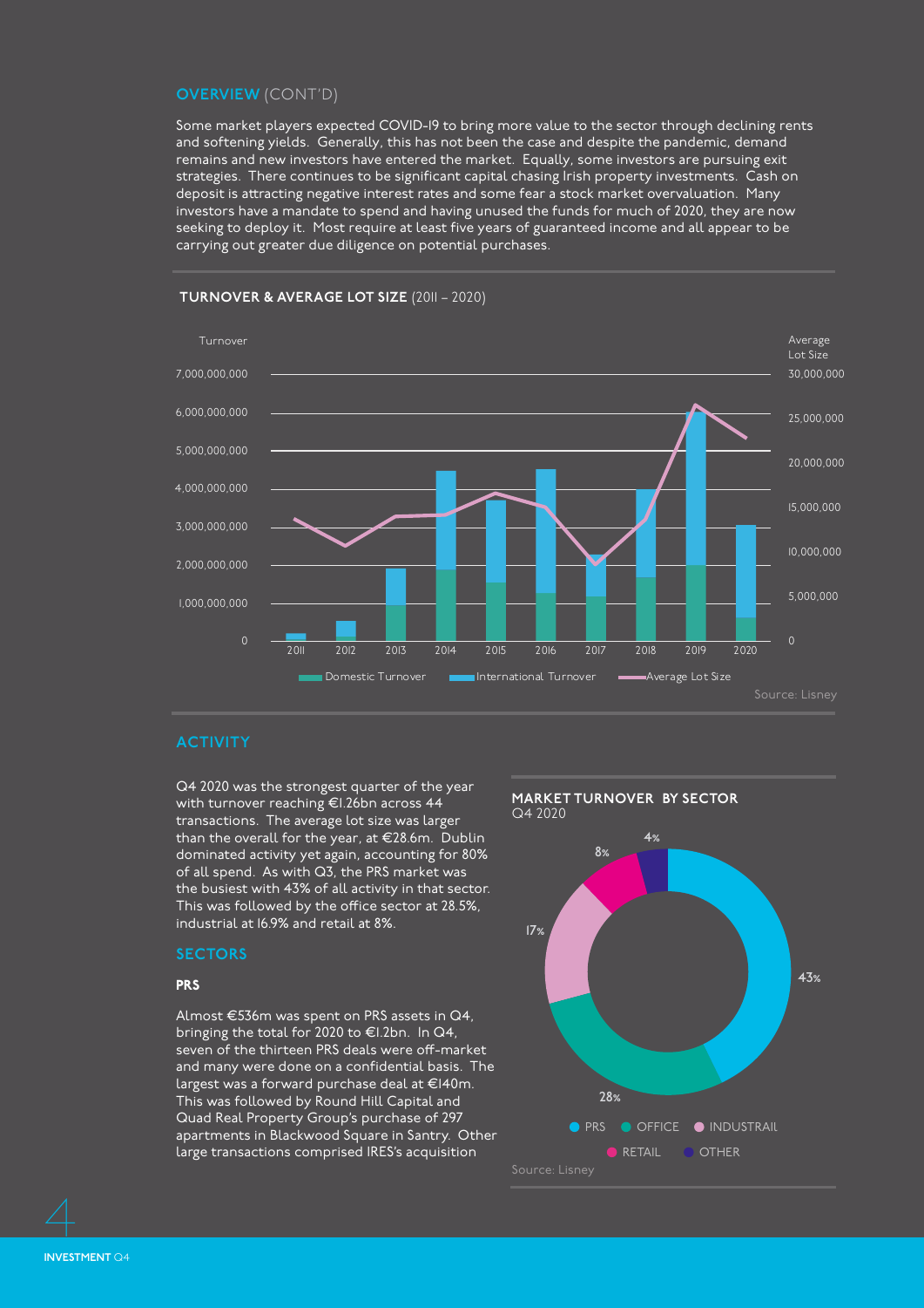## OVERVIEW (CONT'D)

Some market players expected COVID-19 to bring more value to the sector through declining rents and softening yields. Generally, this has not been the case and despite the pandemic, demand remains and new investors have entered the market. Equally, some investors are pursuing exit strategies. There continues to be significant capital chasing Irish property investments. Cash on deposit is attracting negative interest rates and some fear a stock market overvaluation. Many investors have a mandate to spend and having unused the funds for much of 2020, they are now seeking to deploy it. Most require at least five years of guaranteed income and all appear to be carrying out greater due diligence on potential purchases.

**TURNOVER & AVERAGE LOT SIZE** (2011 – 2020)

Source: Lisney

## ACTIVITY

Q4 2020 was the strongest quarter of the year with turnover reaching €1.26bn across 44 transactions. The average lot size was larger than the overall for the year, at €28.6m. Dublin dominated activity yet again, accounting for 80% of all spend. As with Q3, the PRS market was the busiest with 43% of all activity in that sector. This was followed by the office sector at 28.5%, industrial at 16.9% and retail at 8%.

**MARKET TURNOVER BY SECTOR**
Q4 2020

| Sector | Share |
|---|---|
| PRS | 43% |
| OFFICE | 28% |
| INDUSTRAIL | 17% |
| RETAIL | 8% |
| OTHER | 4% |

Source: Lisney

## SECTORS

### PRS

Almost €536m was spent on PRS assets in Q4, bringing the total for 2020 to €1.2bn. In Q4, seven of the thirteen PRS deals were off-market and many were done on a confidential basis. The largest was a forward purchase deal at €140m. This was followed by Round Hill Capital and Quad Real Property Group's purchase of 297 apartments in Blackwood Square in Santry. Other large transactions comprised IRES's acquisition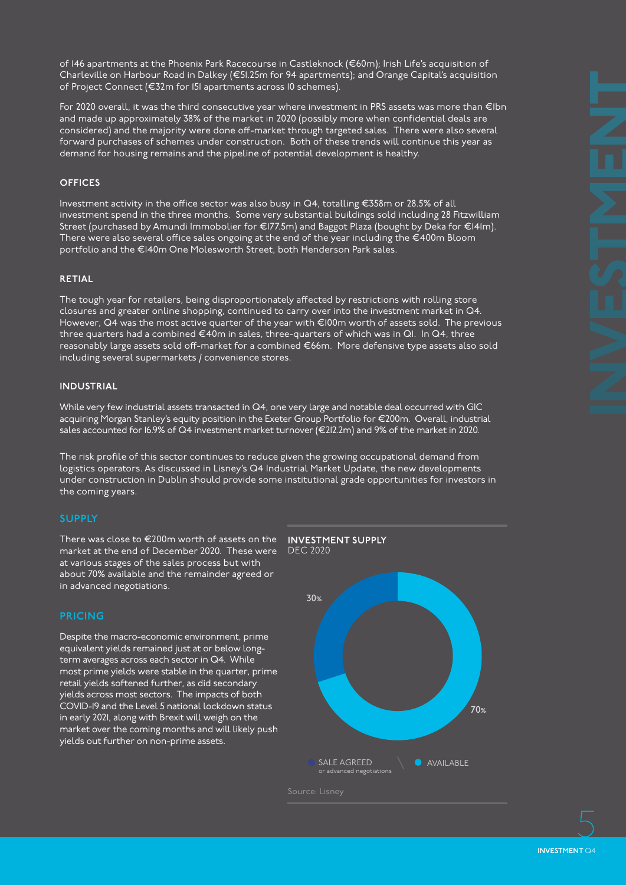of 146 apartments at the Phoenix Park Racecourse in Castleknock (€60m); Irish Life's acquisition of Charleville on Harbour Road in Dalkey (€51.25m for 94 apartments); and Orange Capital's acquisition of Project Connect (€32m for 151 apartments across 10 schemes).

For 2020 overall, it was the third consecutive year where investment in PRS assets was more than €1bn and made up approximately 38% of the market in 2020 (possibly more when confidential deals are considered) and the majority were done off-market through targeted sales. There were also several forward purchases of schemes under construction. Both of these trends will continue this year as demand for housing remains and the pipeline of potential development is healthy.

### OFFICES

Investment activity in the office sector was also busy in Q4, totalling €358m or 28.5% of all investment spend in the three months. Some very substantial buildings sold including 28 Fitzwilliam Street (purchased by Amundi Immobolier for €177.5m) and Baggot Plaza (bought by Deka for €141m). There were also several office sales ongoing at the end of the year including the €400m Bloom portfolio and the €140m One Molesworth Street, both Henderson Park sales.

### RETIAL

The tough year for retailers, being disproportionately affected by restrictions with rolling store closures and greater online shopping, continued to carry over into the investment market in Q4. However, Q4 was the most active quarter of the year with €100m worth of assets sold. The previous three quarters had a combined €40m in sales, three-quarters of which was in Q1. In Q4, three reasonably large assets sold off-market for a combined €66m. More defensive type assets also sold including several supermarkets / convenience stores.

### INDUSTRIAL

While very few industrial assets transacted in Q4, one very large and notable deal occurred with GIC acquiring Morgan Stanley's equity position in the Exeter Group Portfolio for €200m. Overall, industrial sales accounted for 16.9% of Q4 investment market turnover (€212.2m) and 9% of the market in 2020.

The risk profile of this sector continues to reduce given the growing occupational demand from logistics operators. As discussed in Lisney's Q4 Industrial Market Update, the new developments under construction in Dublin should provide some institutional grade opportunities for investors in the coming years.

## SUPPLY

There was close to €200m worth of assets on the market at the end of December 2020. These were at various stages of the sales process but with about 70% available and the remainder agreed or in advanced negotiations.

## PRICING

Despite the macro-economic environment, prime equivalent yields remained just at or below long-term averages across each sector in Q4. While most prime yields were stable in the quarter, prime retail yields softened further, as did secondary yields across most sectors. The impacts of both COVID-19 and the Level 5 national lockdown status in early 2021, along with Brexit will weigh on the market over the coming months and will likely push yields out further on non-prime assets.

**INVESTMENT SUPPLY**
DEC 2020

| Status | Share |
|---|---|
| SALE AGREED or advanced negotiations | 30% |
| AVAILABLE | 70% |

Source: Lisney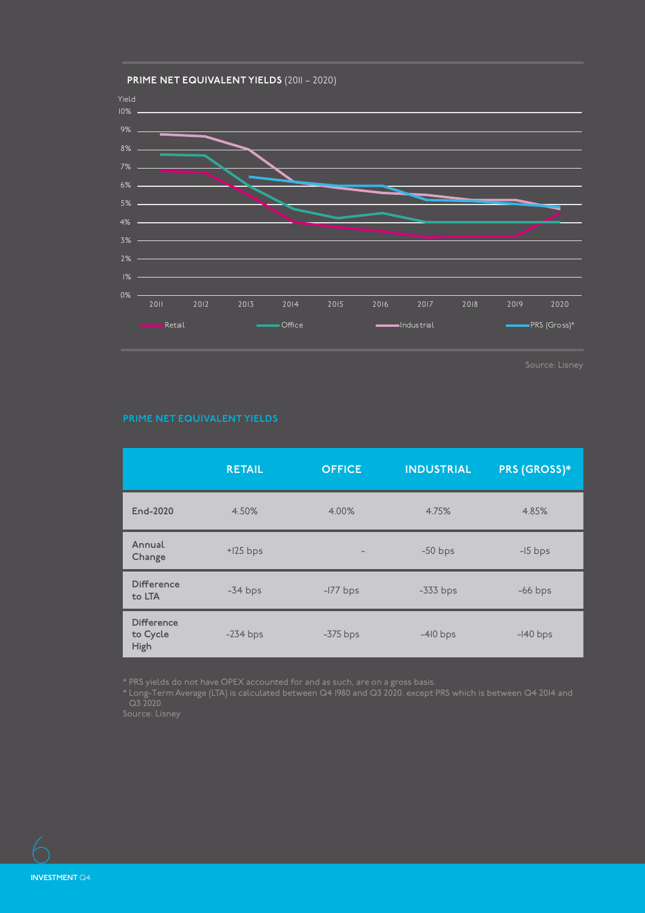**PRIME NET EQUIVALENT YIELDS** (2011 – 2020)

Yield

Retail | Office | Industrial | PRS (Gross)*

Source: Lisney

## PRIME NET EQUIVALENT YIELDS

| | RETAIL | OFFICE | INDUSTRIAL | PRS (GROSS)* |
|---|---|---|---|---|
| **End-2020** | 4.50% | 4.00% | 4.75% | 4.85% |
| **Annual Change** | +125 bps | – | -50 bps | -15 bps |
| **Difference to LTA** | -34 bps | -177 bps | -333 bps | -66 bps |
| **Difference to Cycle High** | -234 bps | -375 bps | -410 bps | -140 bps |

* PRS yields do not have OPEX accounted for and as such, are on a gross basis.
* Long-Term Average (LTA) is calculated between Q4 1980 and Q3 2020, except PRS which is between Q4 2014 and Q3 2020.

Source: Lisney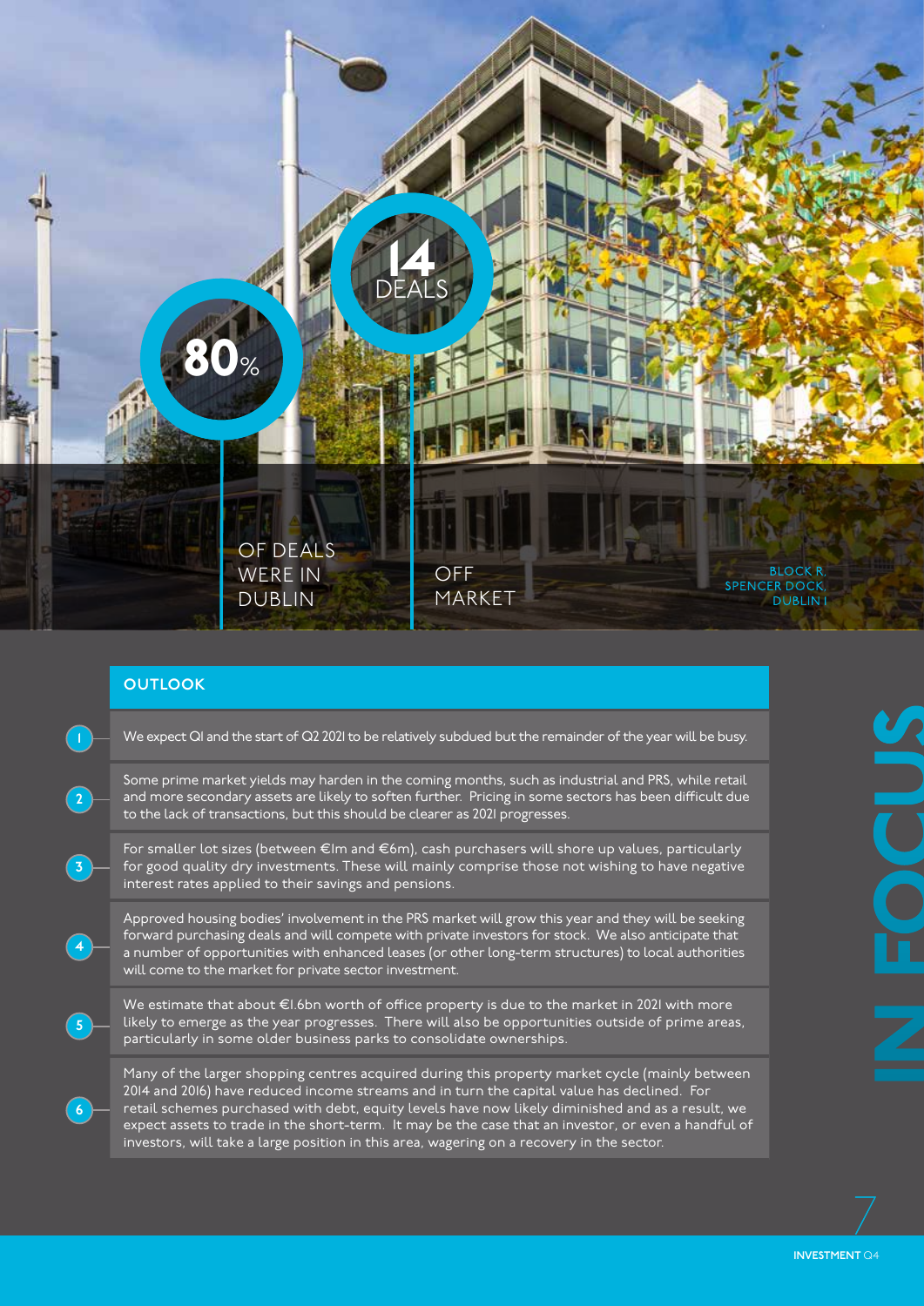**80%** OF DEALS WERE IN DUBLIN

**14** DEALS OFF MARKET

BLOCK R, SPENCER DOCK, DUBLIN 1

# IN FOCUS

## OUTLOOK

1. We expect Q1 and the start of Q2 2021 to be relatively subdued but the remainder of the year will be busy.
2. Some prime market yields may harden in the coming months, such as industrial and PRS, while retail and more secondary assets are likely to soften further. Pricing in some sectors has been difficult due to the lack of transactions, but this should be clearer as 2021 progresses.
3. For smaller lot sizes (between €1m and €6m), cash purchasers will shore up values, particularly for good quality dry investments. These will mainly comprise those not wishing to have negative interest rates applied to their savings and pensions.
4. Approved housing bodies' involvement in the PRS market will grow this year and they will be seeking forward purchasing deals and will compete with private investors for stock. We also anticipate that a number of opportunities with enhanced leases (or other long-term structures) to local authorities will come to the market for private sector investment.
5. We estimate that about €1.6bn worth of office property is due to the market in 2021 with more likely to emerge as the year progresses. There will also be opportunities outside of prime areas, particularly in some older business parks to consolidate ownerships.
6. Many of the larger shopping centres acquired during this property market cycle (mainly between 2014 and 2016) have reduced income streams and in turn the capital value has declined. For retail schemes purchased with debt, equity levels have now likely diminished and as a result, we expect assets to trade in the short-term. It may be the case that an investor, or even a handful of investors, will take a large position in this area, wagering on a recovery in the sector.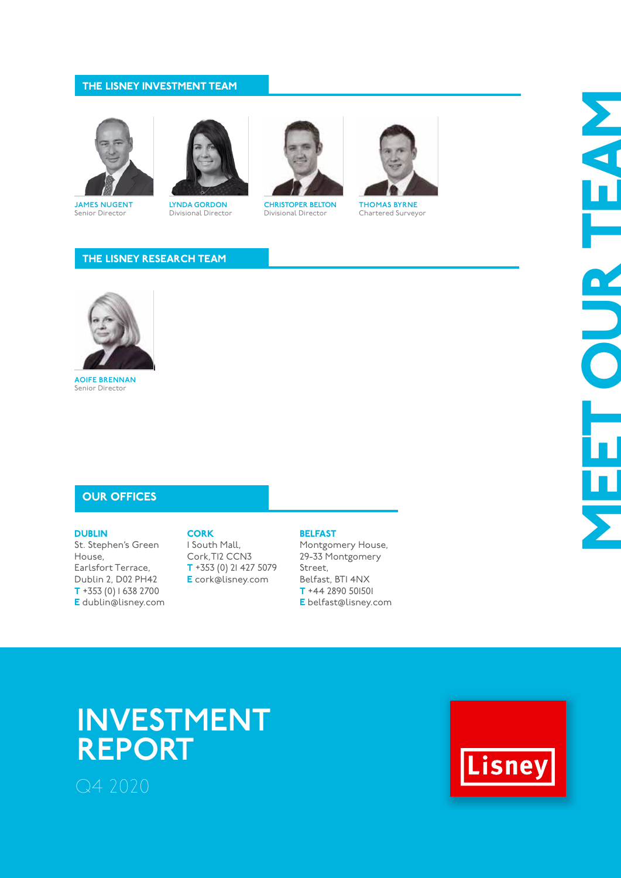# MEET OUR TEAM

## THE LISNEY INVESTMENT TEAM

**JAMES NUGENT**
Senior Director

**LYNDA GORDON**
Divisional Director

**CHRISTOPER BELTON**
Divisional Director

**THOMAS BYRNE**
Chartered Surveyor

## THE LISNEY RESEARCH TEAM

**AOIFE BRENNAN**
Senior Director

## OUR OFFICES

**DUBLIN**
St. Stephen's Green House,
Earlsfort Terrace,
Dublin 2, D02 PH42
**T** +353 (0) 1 638 2700
**E** dublin@lisney.com

**CORK**
1 South Mall,
Cork, T12 CCN3
**T** +353 (0) 21 427 5079
**E** cork@lisney.com

**BELFAST**
Montgomery House,
29-33 Montgomery Street,
Belfast, BT1 4NX
**T** +44 2890 501501
**E** belfast@lisney.com

# INVESTMENT REPORT

Q4 2020

Lisney